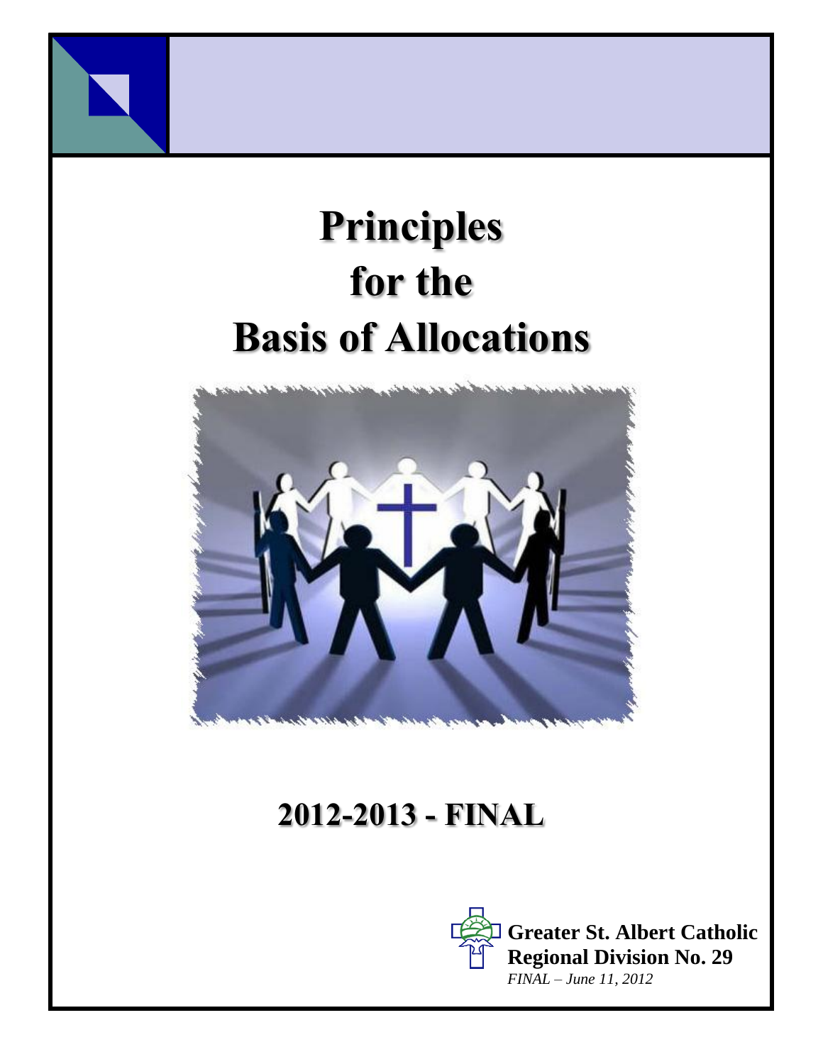# Principles for the Basis of Allocations

## 2012-2013 - FINAL

**Greater St. Albert Catholic Regional Division No. 29**

*FINAL – June 11, 2012*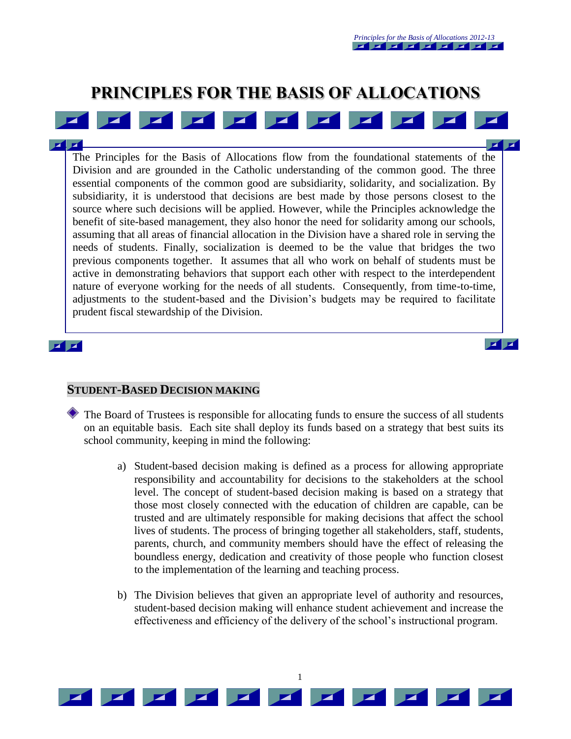# PRINCIPLES FOR THE BASIS OF ALLOCATIONS

The Principles for the Basis of Allocations flow from the foundational statements of the Division and are grounded in the Catholic understanding of the common good. The three essential components of the common good are subsidiarity, solidarity, and socialization. By subsidiarity, it is understood that decisions are best made by those persons closest to the source where such decisions will be applied. However, while the Principles acknowledge the benefit of site-based management, they also honor the need for solidarity among our schools, assuming that all areas of financial allocation in the Division have a shared role in serving the needs of students. Finally, socialization is deemed to be the value that bridges the two previous components together. It assumes that all who work on behalf of students must be active in demonstrating behaviors that support each other with respect to the interdependent nature of everyone working for the needs of all students. Consequently, from time-to-time, adjustments to the student-based and the Division's budgets may be required to facilitate prudent fiscal stewardship of the Division.

## STUDENT-BASED DECISION MAKING

- The Board of Trustees is responsible for allocating funds to ensure the success of all students on an equitable basis. Each site shall deploy its funds based on a strategy that best suits its school community, keeping in mind the following:

  a) Student-based decision making is defined as a process for allowing appropriate responsibility and accountability for decisions to the stakeholders at the school level. The concept of student-based decision making is based on a strategy that those most closely connected with the education of children are capable, can be trusted and are ultimately responsible for making decisions that affect the school lives of students. The process of bringing together all stakeholders, staff, students, parents, church, and community members should have the effect of releasing the boundless energy, dedication and creativity of those people who function closest to the implementation of the learning and teaching process.

  b) The Division believes that given an appropriate level of authority and resources, student-based decision making will enhance student achievement and increase the effectiveness and efficiency of the delivery of the school's instructional program.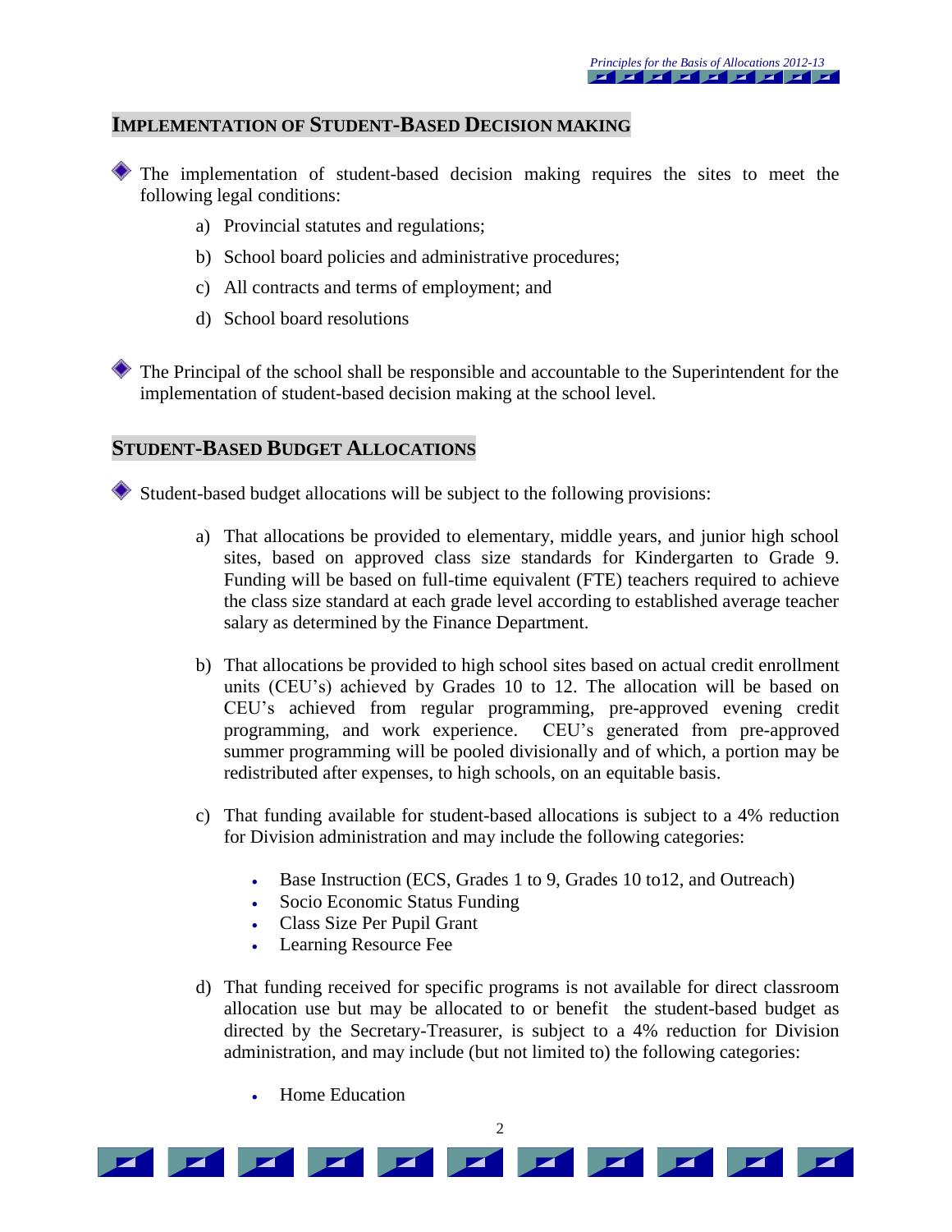## IMPLEMENTATION OF STUDENT-BASED DECISION MAKING

- The implementation of student-based decision making requires the sites to meet the following legal conditions:

  a) Provincial statutes and regulations;

  b) School board policies and administrative procedures;

  c) All contracts and terms of employment; and

  d) School board resolutions

- The Principal of the school shall be responsible and accountable to the Superintendent for the implementation of student-based decision making at the school level.

## STUDENT-BASED BUDGET ALLOCATIONS

- Student-based budget allocations will be subject to the following provisions:

  a) That allocations be provided to elementary, middle years, and junior high school sites, based on approved class size standards for Kindergarten to Grade 9. Funding will be based on full-time equivalent (FTE) teachers required to achieve the class size standard at each grade level according to established average teacher salary as determined by the Finance Department.

  b) That allocations be provided to high school sites based on actual credit enrollment units (CEU's) achieved by Grades 10 to 12. The allocation will be based on CEU's achieved from regular programming, pre-approved evening credit programming, and work experience. CEU's generated from pre-approved summer programming will be pooled divisionally and of which, a portion may be redistributed after expenses, to high schools, on an equitable basis.

  c) That funding available for student-based allocations is subject to a 4% reduction for Division administration and may include the following categories:

     - Base Instruction (ECS, Grades 1 to 9, Grades 10 to12, and Outreach)
     - Socio Economic Status Funding
     - Class Size Per Pupil Grant
     - Learning Resource Fee

  d) That funding received for specific programs is not available for direct classroom allocation use but may be allocated to or benefit the student-based budget as directed by the Secretary-Treasurer, is subject to a 4% reduction for Division administration, and may include (but not limited to) the following categories:

     - Home Education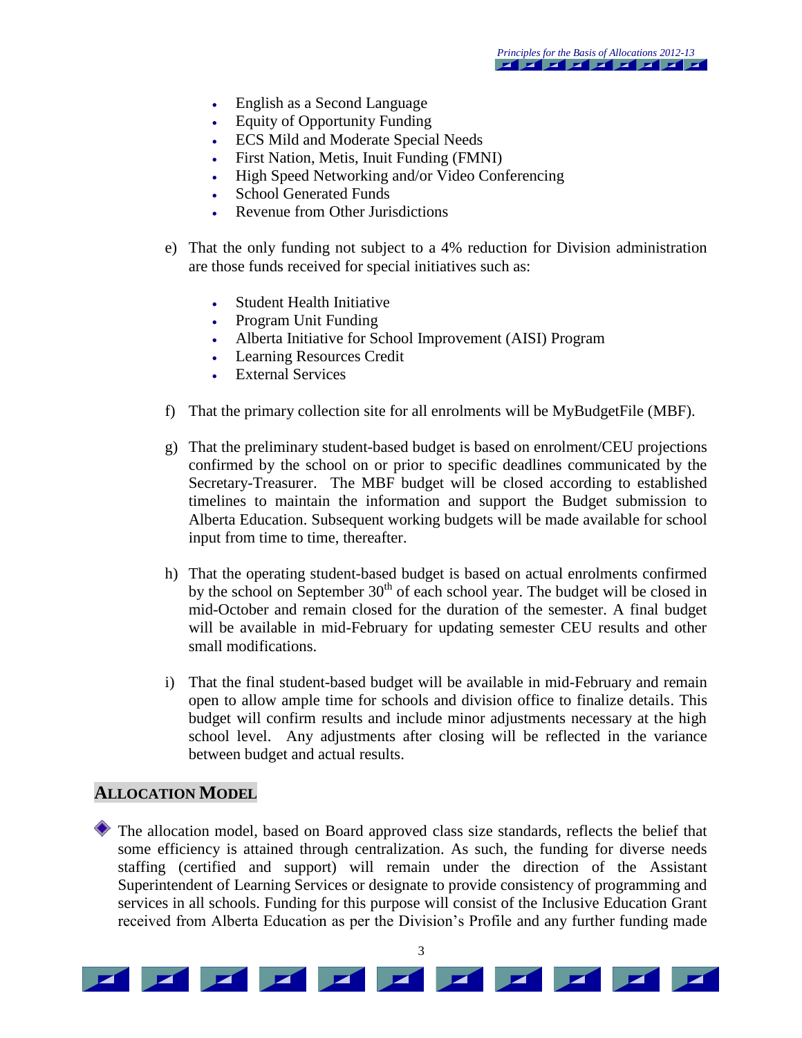- English as a Second Language
- Equity of Opportunity Funding
- ECS Mild and Moderate Special Needs
- First Nation, Metis, Inuit Funding (FMNI)
- High Speed Networking and/or Video Conferencing
- School Generated Funds
- Revenue from Other Jurisdictions

e) That the only funding not subject to a 4% reduction for Division administration are those funds received for special initiatives such as:

- Student Health Initiative
- Program Unit Funding
- Alberta Initiative for School Improvement (AISI) Program
- Learning Resources Credit
- External Services

f) That the primary collection site for all enrolments will be MyBudgetFile (MBF).

g) That the preliminary student-based budget is based on enrolment/CEU projections confirmed by the school on or prior to specific deadlines communicated by the Secretary-Treasurer. The MBF budget will be closed according to established timelines to maintain the information and support the Budget submission to Alberta Education. Subsequent working budgets will be made available for school input from time to time, thereafter.

h) That the operating student-based budget is based on actual enrolments confirmed by the school on September 30th of each school year. The budget will be closed in mid-October and remain closed for the duration of the semester. A final budget will be available in mid-February for updating semester CEU results and other small modifications.

i) That the final student-based budget will be available in mid-February and remain open to allow ample time for schools and division office to finalize details. This budget will confirm results and include minor adjustments necessary at the high school level. Any adjustments after closing will be reflected in the variance between budget and actual results.

## ALLOCATION MODEL

- The allocation model, based on Board approved class size standards, reflects the belief that some efficiency is attained through centralization. As such, the funding for diverse needs staffing (certified and support) will remain under the direction of the Assistant Superintendent of Learning Services or designate to provide consistency of programming and services in all schools. Funding for this purpose will consist of the Inclusive Education Grant received from Alberta Education as per the Division's Profile and any further funding made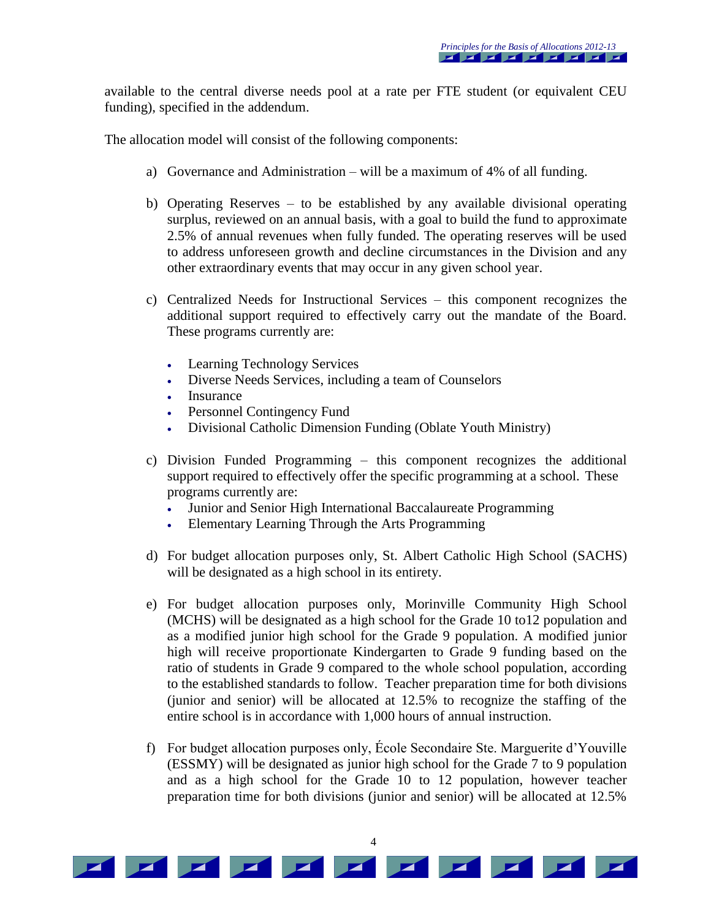available to the central diverse needs pool at a rate per FTE student (or equivalent CEU funding), specified in the addendum.

The allocation model will consist of the following components:

a) Governance and Administration – will be a maximum of 4% of all funding.

b) Operating Reserves – to be established by any available divisional operating surplus, reviewed on an annual basis, with a goal to build the fund to approximate 2.5% of annual revenues when fully funded. The operating reserves will be used to address unforeseen growth and decline circumstances in the Division and any other extraordinary events that may occur in any given school year.

c) Centralized Needs for Instructional Services – this component recognizes the additional support required to effectively carry out the mandate of the Board. These programs currently are:

- Learning Technology Services
- Diverse Needs Services, including a team of Counselors
- Insurance
- Personnel Contingency Fund
- Divisional Catholic Dimension Funding (Oblate Youth Ministry)

c) Division Funded Programming – this component recognizes the additional support required to effectively offer the specific programming at a school. These programs currently are:

- Junior and Senior High International Baccalaureate Programming
- Elementary Learning Through the Arts Programming

d) For budget allocation purposes only, St. Albert Catholic High School (SACHS) will be designated as a high school in its entirety.

e) For budget allocation purposes only, Morinville Community High School (MCHS) will be designated as a high school for the Grade 10 to12 population and as a modified junior high school for the Grade 9 population. A modified junior high will receive proportionate Kindergarten to Grade 9 funding based on the ratio of students in Grade 9 compared to the whole school population, according to the established standards to follow. Teacher preparation time for both divisions (junior and senior) will be allocated at 12.5% to recognize the staffing of the entire school is in accordance with 1,000 hours of annual instruction.

f) For budget allocation purposes only, École Secondaire Ste. Marguerite d'Youville (ESSMY) will be designated as junior high school for the Grade 7 to 9 population and as a high school for the Grade 10 to 12 population, however teacher preparation time for both divisions (junior and senior) will be allocated at 12.5%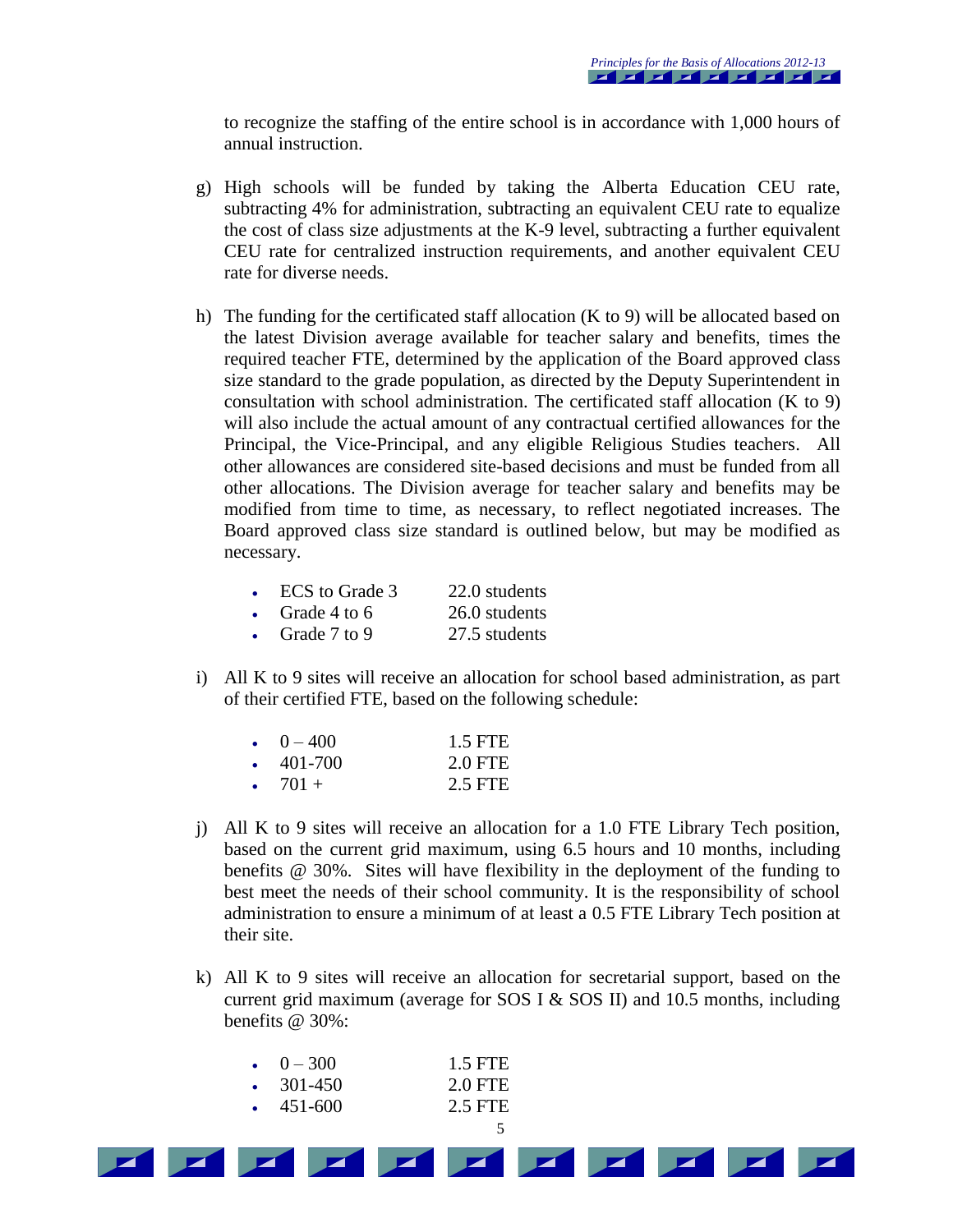to recognize the staffing of the entire school is in accordance with 1,000 hours of annual instruction.

g) High schools will be funded by taking the Alberta Education CEU rate, subtracting 4% for administration, subtracting an equivalent CEU rate to equalize the cost of class size adjustments at the K-9 level, subtracting a further equivalent CEU rate for centralized instruction requirements, and another equivalent CEU rate for diverse needs.

h) The funding for the certificated staff allocation (K to 9) will be allocated based on the latest Division average available for teacher salary and benefits, times the required teacher FTE, determined by the application of the Board approved class size standard to the grade population, as directed by the Deputy Superintendent in consultation with school administration. The certificated staff allocation (K to 9) will also include the actual amount of any contractual certified allowances for the Principal, the Vice-Principal, and any eligible Religious Studies teachers. All other allowances are considered site-based decisions and must be funded from all other allocations. The Division average for teacher salary and benefits may be modified from time to time, as necessary, to reflect negotiated increases. The Board approved class size standard is outlined below, but may be modified as necessary.

- ECS to Grade 3 — 22.0 students
- Grade 4 to 6 — 26.0 students
- Grade 7 to 9 — 27.5 students

i) All K to 9 sites will receive an allocation for school based administration, as part of their certified FTE, based on the following schedule:

- 0 – 400 — 1.5 FTE
- 401-700 — 2.0 FTE
- 701 + — 2.5 FTE

j) All K to 9 sites will receive an allocation for a 1.0 FTE Library Tech position, based on the current grid maximum, using 6.5 hours and 10 months, including benefits @ 30%. Sites will have flexibility in the deployment of the funding to best meet the needs of their school community. It is the responsibility of school administration to ensure a minimum of at least a 0.5 FTE Library Tech position at their site.

k) All K to 9 sites will receive an allocation for secretarial support, based on the current grid maximum (average for SOS I & SOS II) and 10.5 months, including benefits @ 30%:

- 0 – 300 — 1.5 FTE
- 301-450 — 2.0 FTE
- 451-600 — 2.5 FTE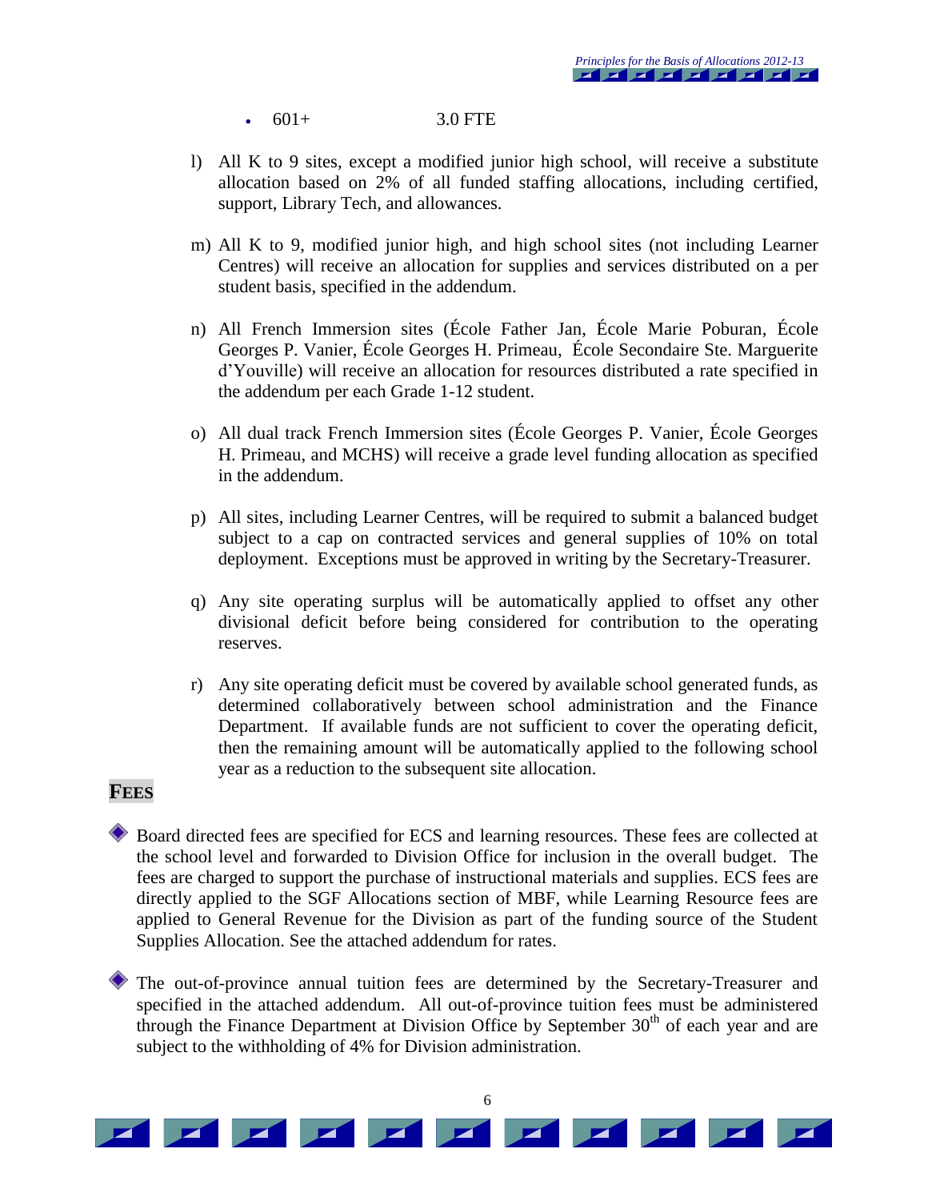- 601+ 3.0 FTE

l) All K to 9 sites, except a modified junior high school, will receive a substitute allocation based on 2% of all funded staffing allocations, including certified, support, Library Tech, and allowances.

m) All K to 9, modified junior high, and high school sites (not including Learner Centres) will receive an allocation for supplies and services distributed on a per student basis, specified in the addendum.

n) All French Immersion sites (École Father Jan, École Marie Poburan, École Georges P. Vanier, École Georges H. Primeau, École Secondaire Ste. Marguerite d'Youville) will receive an allocation for resources distributed a rate specified in the addendum per each Grade 1-12 student.

o) All dual track French Immersion sites (École Georges P. Vanier, École Georges H. Primeau, and MCHS) will receive a grade level funding allocation as specified in the addendum.

p) All sites, including Learner Centres, will be required to submit a balanced budget subject to a cap on contracted services and general supplies of 10% on total deployment. Exceptions must be approved in writing by the Secretary-Treasurer.

q) Any site operating surplus will be automatically applied to offset any other divisional deficit before being considered for contribution to the operating reserves.

r) Any site operating deficit must be covered by available school generated funds, as determined collaboratively between school administration and the Finance Department. If available funds are not sufficient to cover the operating deficit, then the remaining amount will be automatically applied to the following school year as a reduction to the subsequent site allocation.

## FEES

- Board directed fees are specified for ECS and learning resources. These fees are collected at the school level and forwarded to Division Office for inclusion in the overall budget. The fees are charged to support the purchase of instructional materials and supplies. ECS fees are directly applied to the SGF Allocations section of MBF, while Learning Resource fees are applied to General Revenue for the Division as part of the funding source of the Student Supplies Allocation. See the attached addendum for rates.

- The out-of-province annual tuition fees are determined by the Secretary-Treasurer and specified in the attached addendum. All out-of-province tuition fees must be administered through the Finance Department at Division Office by September 30th of each year and are subject to the withholding of 4% for Division administration.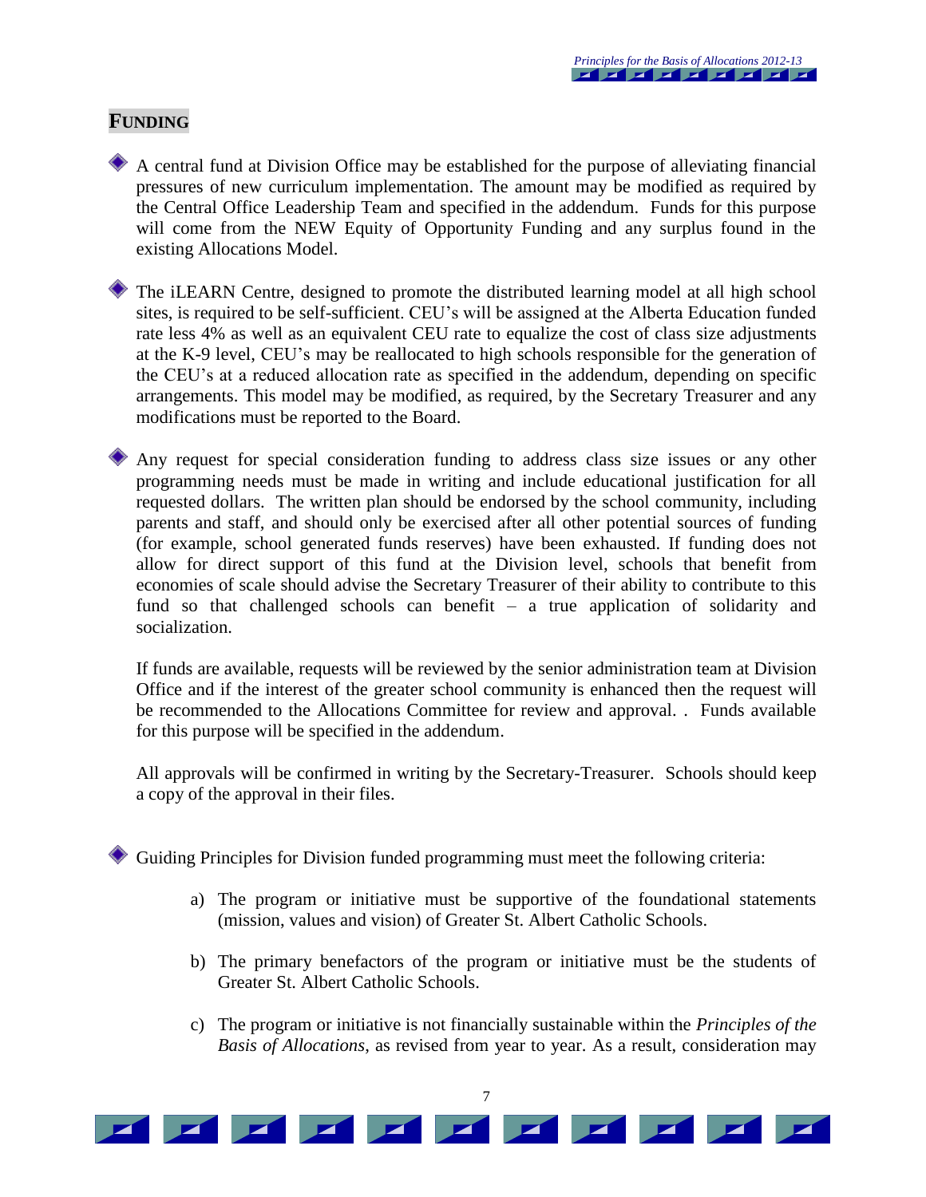## FUNDING

- A central fund at Division Office may be established for the purpose of alleviating financial pressures of new curriculum implementation. The amount may be modified as required by the Central Office Leadership Team and specified in the addendum. Funds for this purpose will come from the NEW Equity of Opportunity Funding and any surplus found in the existing Allocations Model.

- The iLEARN Centre, designed to promote the distributed learning model at all high school sites, is required to be self-sufficient. CEU's will be assigned at the Alberta Education funded rate less 4% as well as an equivalent CEU rate to equalize the cost of class size adjustments at the K-9 level, CEU's may be reallocated to high schools responsible for the generation of the CEU's at a reduced allocation rate as specified in the addendum, depending on specific arrangements. This model may be modified, as required, by the Secretary Treasurer and any modifications must be reported to the Board.

- Any request for special consideration funding to address class size issues or any other programming needs must be made in writing and include educational justification for all requested dollars. The written plan should be endorsed by the school community, including parents and staff, and should only be exercised after all other potential sources of funding (for example, school generated funds reserves) have been exhausted. If funding does not allow for direct support of this fund at the Division level, schools that benefit from economies of scale should advise the Secretary Treasurer of their ability to contribute to this fund so that challenged schools can benefit – a true application of solidarity and socialization.

  If funds are available, requests will be reviewed by the senior administration team at Division Office and if the interest of the greater school community is enhanced then the request will be recommended to the Allocations Committee for review and approval. . Funds available for this purpose will be specified in the addendum.

  All approvals will be confirmed in writing by the Secretary-Treasurer. Schools should keep a copy of the approval in their files.

- Guiding Principles for Division funded programming must meet the following criteria:

  a) The program or initiative must be supportive of the foundational statements (mission, values and vision) of Greater St. Albert Catholic Schools.

  b) The primary benefactors of the program or initiative must be the students of Greater St. Albert Catholic Schools.

  c) The program or initiative is not financially sustainable within the *Principles of the Basis of Allocations*, as revised from year to year. As a result, consideration may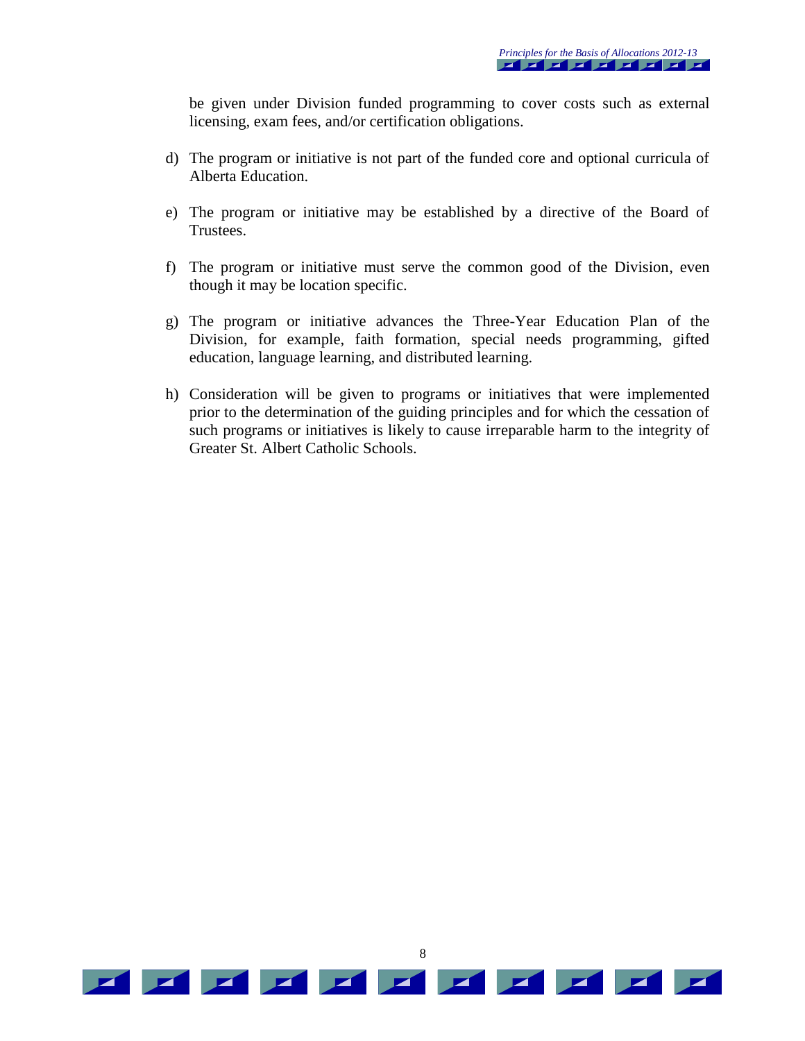be given under Division funded programming to cover costs such as external licensing, exam fees, and/or certification obligations.

d) The program or initiative is not part of the funded core and optional curricula of Alberta Education.

e) The program or initiative may be established by a directive of the Board of Trustees.

f) The program or initiative must serve the common good of the Division, even though it may be location specific.

g) The program or initiative advances the Three-Year Education Plan of the Division, for example, faith formation, special needs programming, gifted education, language learning, and distributed learning.

h) Consideration will be given to programs or initiatives that were implemented prior to the determination of the guiding principles and for which the cessation of such programs or initiatives is likely to cause irreparable harm to the integrity of Greater St. Albert Catholic Schools.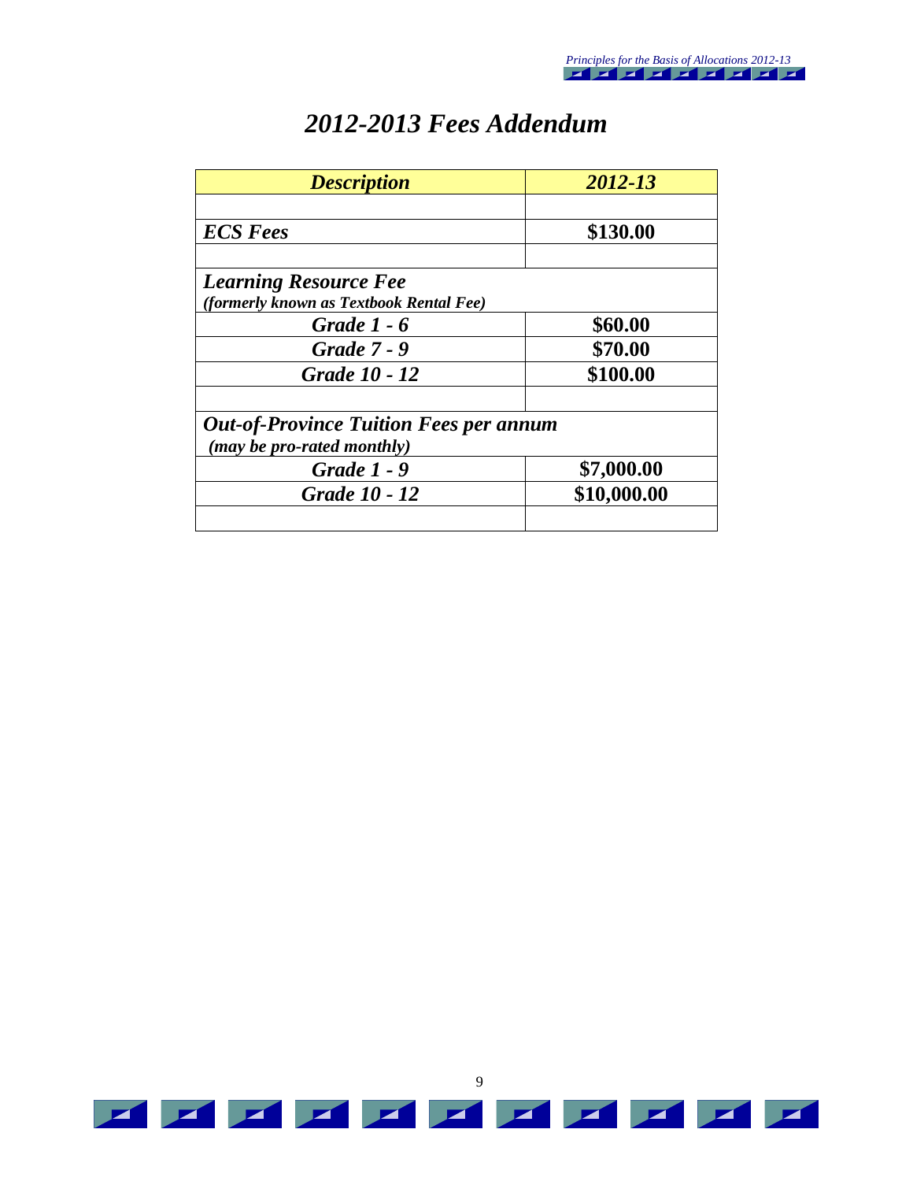# *2012-2013 Fees Addendum*

| ***Description*** | ***2012-13*** |
|---|---|
| | |
| ***ECS Fees*** | **$130.00** |
| | |
| ***Learning Resource Fee*** ***(formerly known as Textbook Rental Fee)*** | |
| ***Grade 1 - 6*** | **$60.00** |
| ***Grade 7 - 9*** | **$70.00** |
| ***Grade 10 - 12*** | **$100.00** |
| | |
| ***Out-of-Province Tuition Fees per annum*** ***(may be pro-rated monthly)*** | |
| ***Grade 1 - 9*** | **$7,000.00** |
| ***Grade 10 - 12*** | **$10,000.00** |
| | |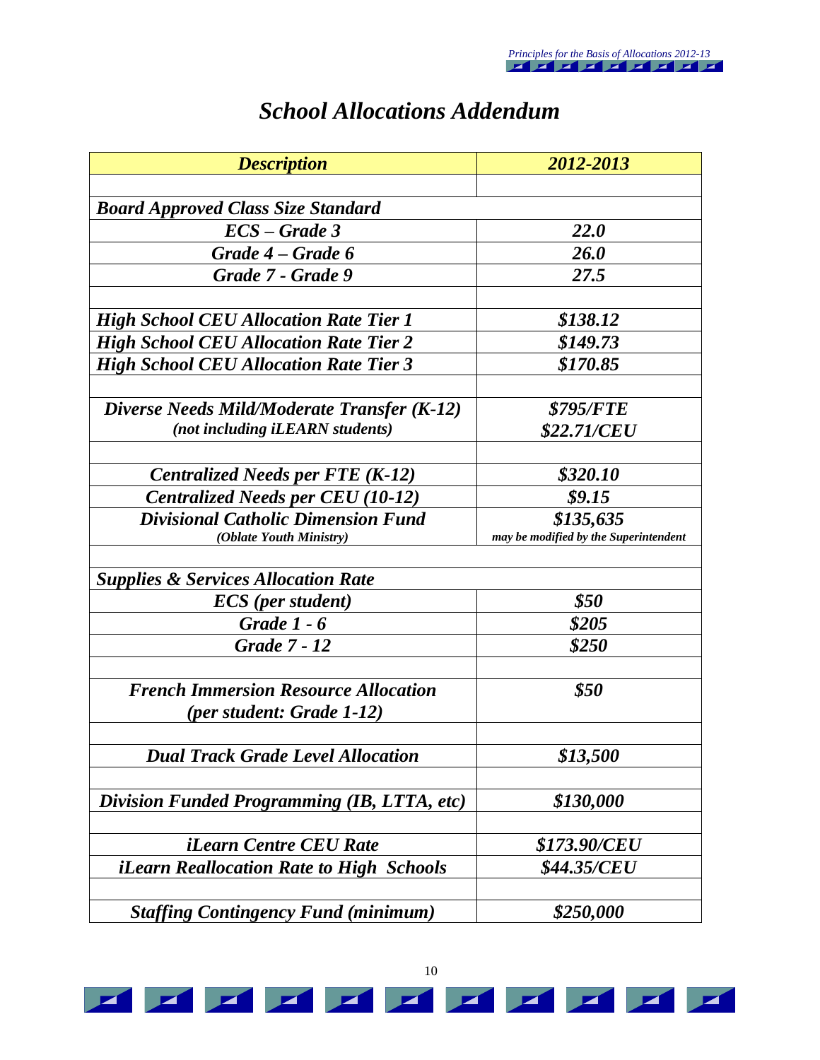# *School Allocations Addendum*

| ***Description*** | ***2012-2013*** |
|---|---|
| | |
| ***Board Approved Class Size Standard*** | |
| ***ECS – Grade 3*** | ***22.0*** |
| ***Grade 4 – Grade 6*** | ***26.0*** |
| ***Grade 7 - Grade 9*** | ***27.5*** |
| | |
| ***High School CEU Allocation Rate Tier 1*** | ***$138.12*** |
| ***High School CEU Allocation Rate Tier 2*** | ***$149.73*** |
| ***High School CEU Allocation Rate Tier 3*** | ***$170.85*** |
| | |
| ***Diverse Needs Mild/Moderate Transfer (K-12)*** *(not including iLEARN students)* | ***$795/FTE*** ***$22.71/CEU*** |
| | |
| ***Centralized Needs per FTE (K-12)*** | ***$320.10*** |
| ***Centralized Needs per CEU (10-12)*** | ***$9.15*** |
| ***Divisional Catholic Dimension Fund*** *(Oblate Youth Ministry)* | ***$135,635*** *may be modified by the Superintendent* |
| | |
| ***Supplies & Services Allocation Rate*** | |
| ***ECS (per student)*** | ***$50*** |
| ***Grade 1 - 6*** | ***$205*** |
| ***Grade 7 - 12*** | ***$250*** |
| | |
| ***French Immersion Resource Allocation (per student: Grade 1-12)*** | ***$50*** |
| | |
| ***Dual Track Grade Level Allocation*** | ***$13,500*** |
| | |
| ***Division Funded Programming (IB, LTTA, etc)*** | ***$130,000*** |
| | |
| ***iLearn Centre CEU Rate*** | ***$173.90/CEU*** |
| ***iLearn Reallocation Rate to High Schools*** | ***$44.35/CEU*** |
| | |
| ***Staffing Contingency Fund (minimum)*** | ***$250,000*** |